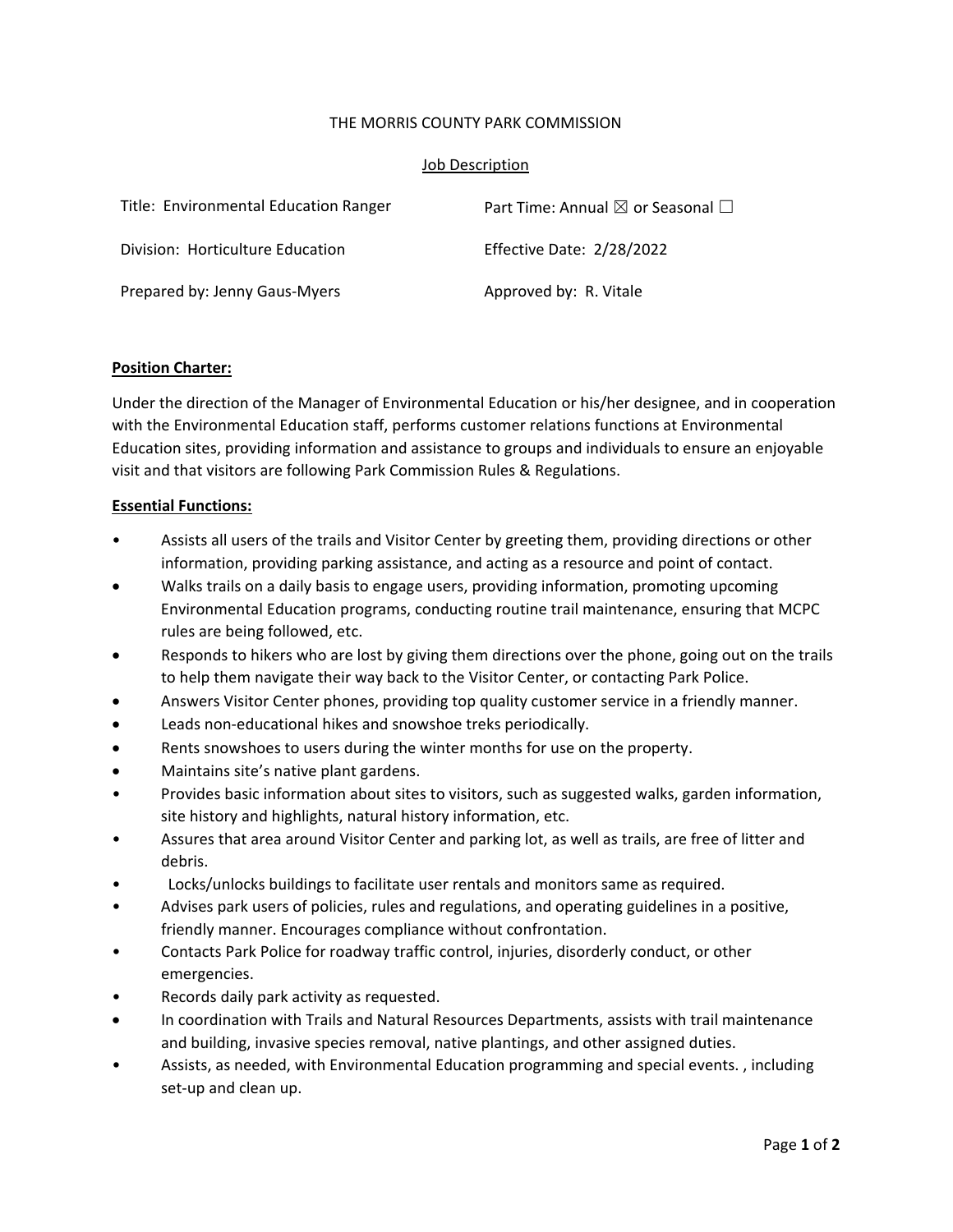THE MORRIS COUNTY PARK COMMISSION

Job Description

| Title: Environmental Education Ranger | Part Time: Annual ☒ or Seasonal ☐ |
| --- | --- |
| Division: Horticulture Education | Effective Date: 2/28/2022 |
| Prepared by: Jenny Gaus-Myers | Approved by: R. Vitale |

**Position Charter:**

Under the direction of the Manager of Environmental Education or his/her designee, and in cooperation with the Environmental Education staff, performs customer relations functions at Environmental Education sites, providing information and assistance to groups and individuals to ensure an enjoyable visit and that visitors are following Park Commission Rules & Regulations.

**Essential Functions:**

- Assists all users of the trails and Visitor Center by greeting them, providing directions or other information, providing parking assistance, and acting as a resource and point of contact.
- Walks trails on a daily basis to engage users, providing information, promoting upcoming Environmental Education programs, conducting routine trail maintenance, ensuring that MCPC rules are being followed, etc.
- Responds to hikers who are lost by giving them directions over the phone, going out on the trails to help them navigate their way back to the Visitor Center, or contacting Park Police.
- Answers Visitor Center phones, providing top quality customer service in a friendly manner.
- Leads non-educational hikes and snowshoe treks periodically.
- Rents snowshoes to users during the winter months for use on the property.
- Maintains site's native plant gardens.
- Provides basic information about sites to visitors, such as suggested walks, garden information, site history and highlights, natural history information, etc.
- Assures that area around Visitor Center and parking lot, as well as trails, are free of litter and debris.
- Locks/unlocks buildings to facilitate user rentals and monitors same as required.
- Advises park users of policies, rules and regulations, and operating guidelines in a positive, friendly manner. Encourages compliance without confrontation.
- Contacts Park Police for roadway traffic control, injuries, disorderly conduct, or other emergencies.
- Records daily park activity as requested.
- In coordination with Trails and Natural Resources Departments, assists with trail maintenance and building, invasive species removal, native plantings, and other assigned duties.
- Assists, as needed, with Environmental Education programming and special events. , including set-up and clean up.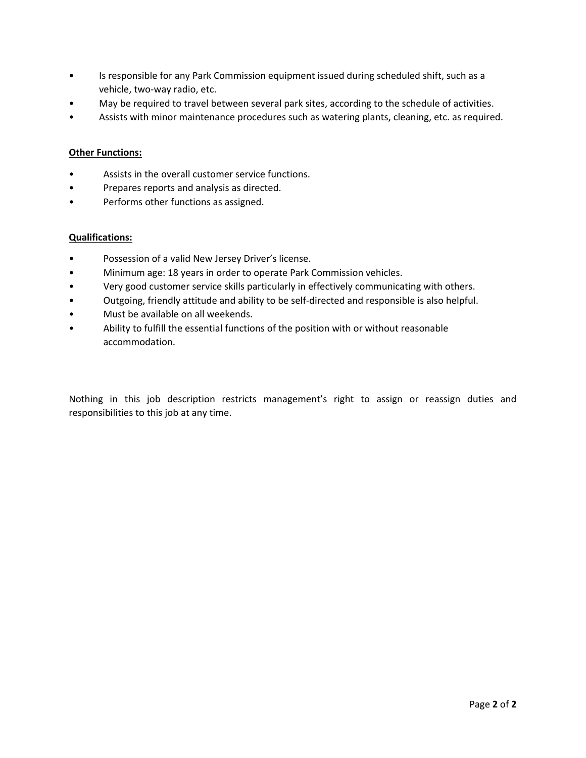- Is responsible for any Park Commission equipment issued during scheduled shift, such as a vehicle, two-way radio, etc.
- May be required to travel between several park sites, according to the schedule of activities.
- Assists with minor maintenance procedures such as watering plants, cleaning, etc. as required.

**Other Functions:**

- Assists in the overall customer service functions.
- Prepares reports and analysis as directed.
- Performs other functions as assigned.

**Qualifications:**

- Possession of a valid New Jersey Driver's license.
- Minimum age: 18 years in order to operate Park Commission vehicles.
- Very good customer service skills particularly in effectively communicating with others.
- Outgoing, friendly attitude and ability to be self-directed and responsible is also helpful.
- Must be available on all weekends.
- Ability to fulfill the essential functions of the position with or without reasonable accommodation.

Nothing in this job description restricts management's right to assign or reassign duties and responsibilities to this job at any time.